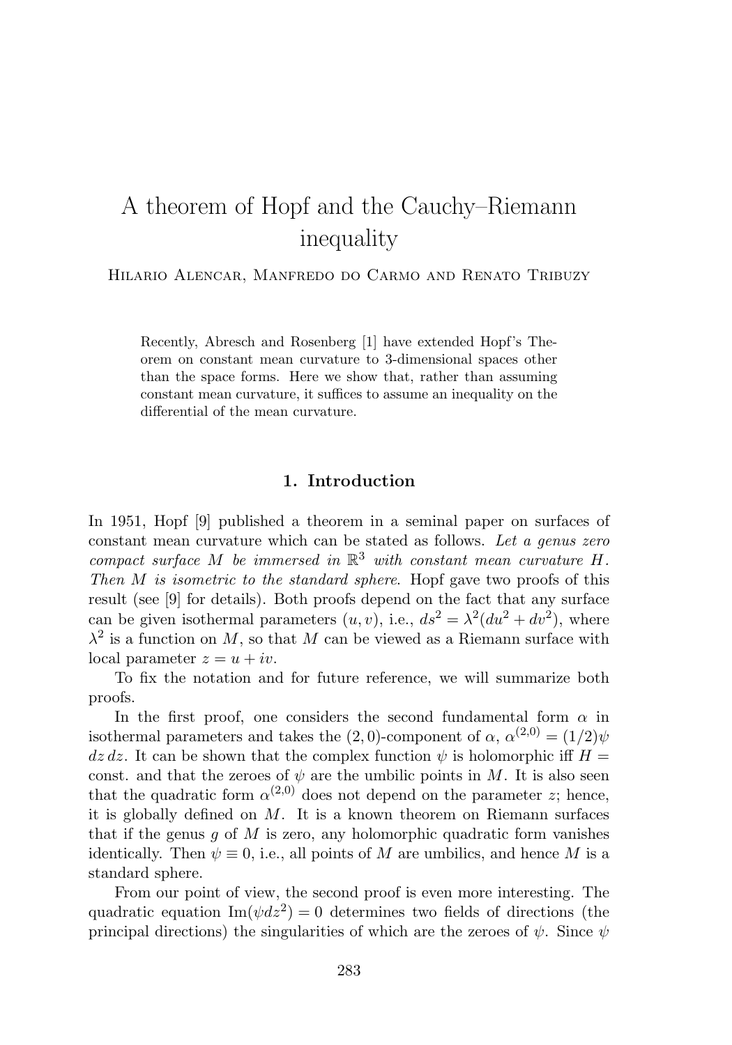# A theorem of Hopf and the Cauchy–Riemann inequality

Hilario Alencar, Manfredo do Carmo and Renato Tribuzy

> Recently, Abresch and Rosenberg [1] have extended Hopf's Theorem on constant mean curvature to 3-dimensional spaces other than the space forms. Here we show that, rather than assuming constant mean curvature, it suffices to assume an inequality on the differential of the mean curvature.

## 1. Introduction

In 1951, Hopf [9] published a theorem in a seminal paper on surfaces of constant mean curvature which can be stated as follows. *Let a genus zero compact surface $M$ be immersed in $\mathbb{R}^3$ with constant mean curvature $H$. Then $M$ is isometric to the standard sphere*. Hopf gave two proofs of this result (see [9] for details). Both proofs depend on the fact that any surface can be given isothermal parameters $(u, v)$, i.e., $ds^2 = \lambda^2(du^2 + dv^2)$, where $\lambda^2$ is a function on $M$, so that $M$ can be viewed as a Riemann surface with local parameter $z = u + iv$.

To fix the notation and for future reference, we will summarize both proofs.

In the first proof, one considers the second fundamental form $\alpha$ in isothermal parameters and takes the $(2,0)$-component of $\alpha$, $\alpha^{(2,0)} = (1/2)\psi\, dz\, dz$. It can be shown that the complex function $\psi$ is holomorphic iff $H =$ const. and that the zeroes of $\psi$ are the umbilic points in $M$. It is also seen that the quadratic form $\alpha^{(2,0)}$ does not depend on the parameter $z$; hence, it is globally defined on $M$. It is a known theorem on Riemann surfaces that if the genus $g$ of $M$ is zero, any holomorphic quadratic form vanishes identically. Then $\psi \equiv 0$, i.e., all points of $M$ are umbilics, and hence $M$ is a standard sphere.

From our point of view, the second proof is even more interesting. The quadratic equation $\mathrm{Im}(\psi dz^2) = 0$ determines two fields of directions (the principal directions) the singularities of which are the zeroes of $\psi$. Since $\psi$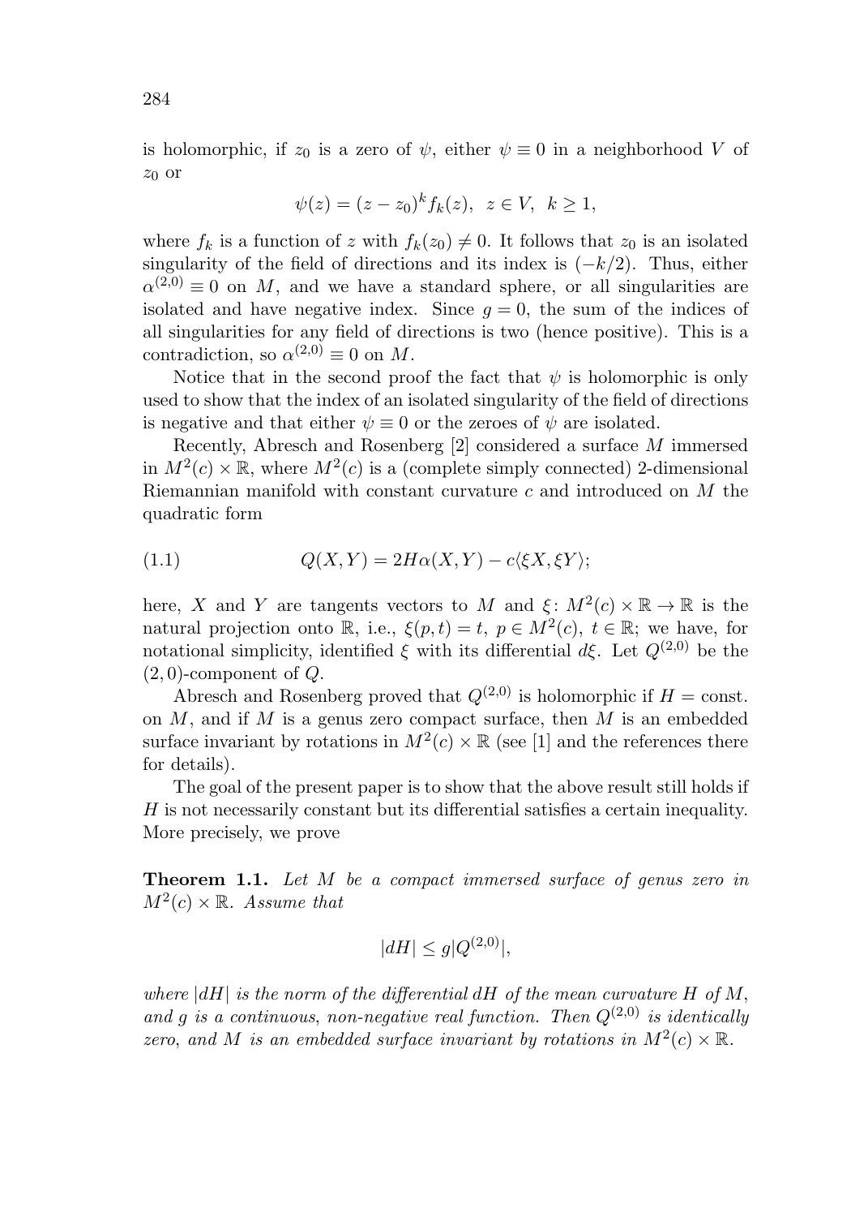is holomorphic, if $z_0$ is a zero of $\psi$, either $\psi \equiv 0$ in a neighborhood $V$ of $z_0$ or

$$\psi(z) = (z - z_0)^k f_k(z), \ \ z \in V, \ \ k \geq 1,$$

where $f_k$ is a function of $z$ with $f_k(z_0) \neq 0$. It follows that $z_0$ is an isolated singularity of the field of directions and its index is $(-k/2)$. Thus, either $\alpha^{(2,0)} \equiv 0$ on $M$, and we have a standard sphere, or all singularities are isolated and have negative index. Since $g = 0$, the sum of the indices of all singularities for any field of directions is two (hence positive). This is a contradiction, so $\alpha^{(2,0)} \equiv 0$ on $M$.

Notice that in the second proof the fact that $\psi$ is holomorphic is only used to show that the index of an isolated singularity of the field of directions is negative and that either $\psi \equiv 0$ or the zeroes of $\psi$ are isolated.

Recently, Abresch and Rosenberg [2] considered a surface $M$ immersed in $M^2(c) \times \mathbb{R}$, where $M^2(c)$ is a (complete simply connected) 2-dimensional Riemannian manifold with constant curvature $c$ and introduced on $M$ the quadratic form

$$Q(X, Y) = 2H\alpha(X, Y) - c\langle \xi X, \xi Y \rangle; \tag{1.1}$$

here, $X$ and $Y$ are tangents vectors to $M$ and $\xi \colon M^2(c) \times \mathbb{R} \to \mathbb{R}$ is the natural projection onto $\mathbb{R}$, i.e., $\xi(p, t) = t$, $p \in M^2(c)$, $t \in \mathbb{R}$; we have, for notational simplicity, identified $\xi$ with its differential $d\xi$. Let $Q^{(2,0)}$ be the $(2, 0)$-component of $Q$.

Abresch and Rosenberg proved that $Q^{(2,0)}$ is holomorphic if $H = \text{const.}$ on $M$, and if $M$ is a genus zero compact surface, then $M$ is an embedded surface invariant by rotations in $M^2(c) \times \mathbb{R}$ (see [1] and the references there for details).

The goal of the present paper is to show that the above result still holds if $H$ is not necessarily constant but its differential satisfies a certain inequality. More precisely, we prove

**Theorem 1.1.** *Let $M$ be a compact immersed surface of genus zero in $M^2(c) \times \mathbb{R}$. Assume that*

$$|dH| \leq g|Q^{(2,0)}|,$$

*where $|dH|$ is the norm of the differential $dH$ of the mean curvature $H$ of $M$, and $g$ is a continuous, non-negative real function. Then $Q^{(2,0)}$ is identically zero, and $M$ is an embedded surface invariant by rotations in $M^2(c) \times \mathbb{R}$.*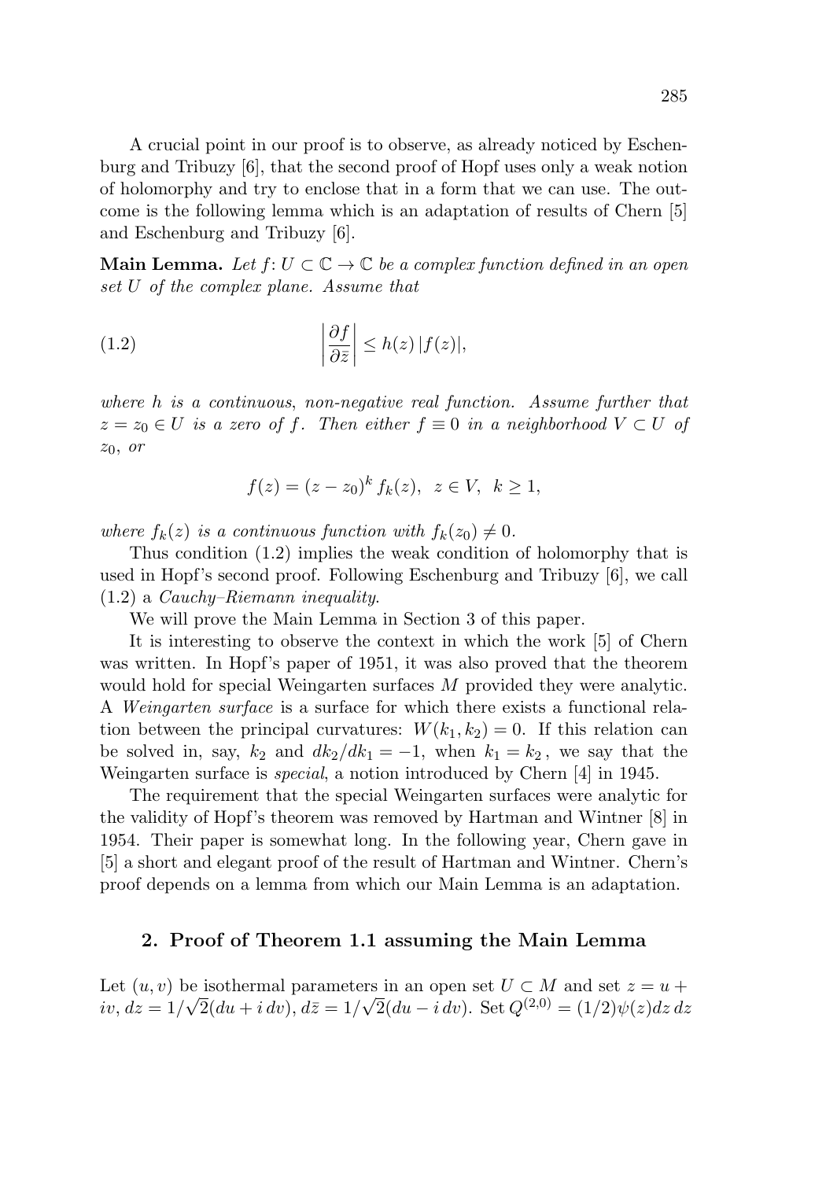A crucial point in our proof is to observe, as already noticed by Eschenburg and Tribuzy [6], that the second proof of Hopf uses only a weak notion of holomorphy and try to enclose that in a form that we can use. The outcome is the following lemma which is an adaptation of results of Chern [5] and Eschenburg and Tribuzy [6].

**Main Lemma.** *Let $f\colon U \subset \mathbb{C} \to \mathbb{C}$ be a complex function defined in an open set $U$ of the complex plane. Assume that*

$$\left|\frac{\partial f}{\partial \bar{z}}\right| \leq h(z)\,|f(z)|, \tag{1.2}$$

*where $h$ is a continuous, non-negative real function. Assume further that $z = z_0 \in U$ is a zero of $f$. Then either $f \equiv 0$ in a neighborhood $V \subset U$ of $z_0$, or*

$$f(z) = (z - z_0)^k\, f_k(z), \quad z \in V, \quad k \geq 1,$$

*where $f_k(z)$ is a continuous function with $f_k(z_0) \neq 0$.*

Thus condition (1.2) implies the weak condition of holomorphy that is used in Hopf's second proof. Following Eschenburg and Tribuzy [6], we call (1.2) a *Cauchy–Riemann inequality*.

We will prove the Main Lemma in Section 3 of this paper.

It is interesting to observe the context in which the work [5] of Chern was written. In Hopf's paper of 1951, it was also proved that the theorem would hold for special Weingarten surfaces $M$ provided they were analytic. A *Weingarten surface* is a surface for which there exists a functional relation between the principal curvatures: $W(k_1, k_2) = 0$. If this relation can be solved in, say, $k_2$ and $dk_2/dk_1 = -1$, when $k_1 = k_2$, we say that the Weingarten surface is *special*, a notion introduced by Chern [4] in 1945.

The requirement that the special Weingarten surfaces were analytic for the validity of Hopf's theorem was removed by Hartman and Wintner [8] in 1954. Their paper is somewhat long. In the following year, Chern gave in [5] a short and elegant proof of the result of Hartman and Wintner. Chern's proof depends on a lemma from which our Main Lemma is an adaptation.

## 2. Proof of Theorem 1.1 assuming the Main Lemma

Let $(u, v)$ be isothermal parameters in an open set $U \subset M$ and set $z = u + iv$, $dz = 1/\sqrt{2}(du + i\,dv)$, $d\bar{z} = 1/\sqrt{2}(du - i\,dv)$. Set $Q^{(2,0)} = (1/2)\psi(z)dz\,dz$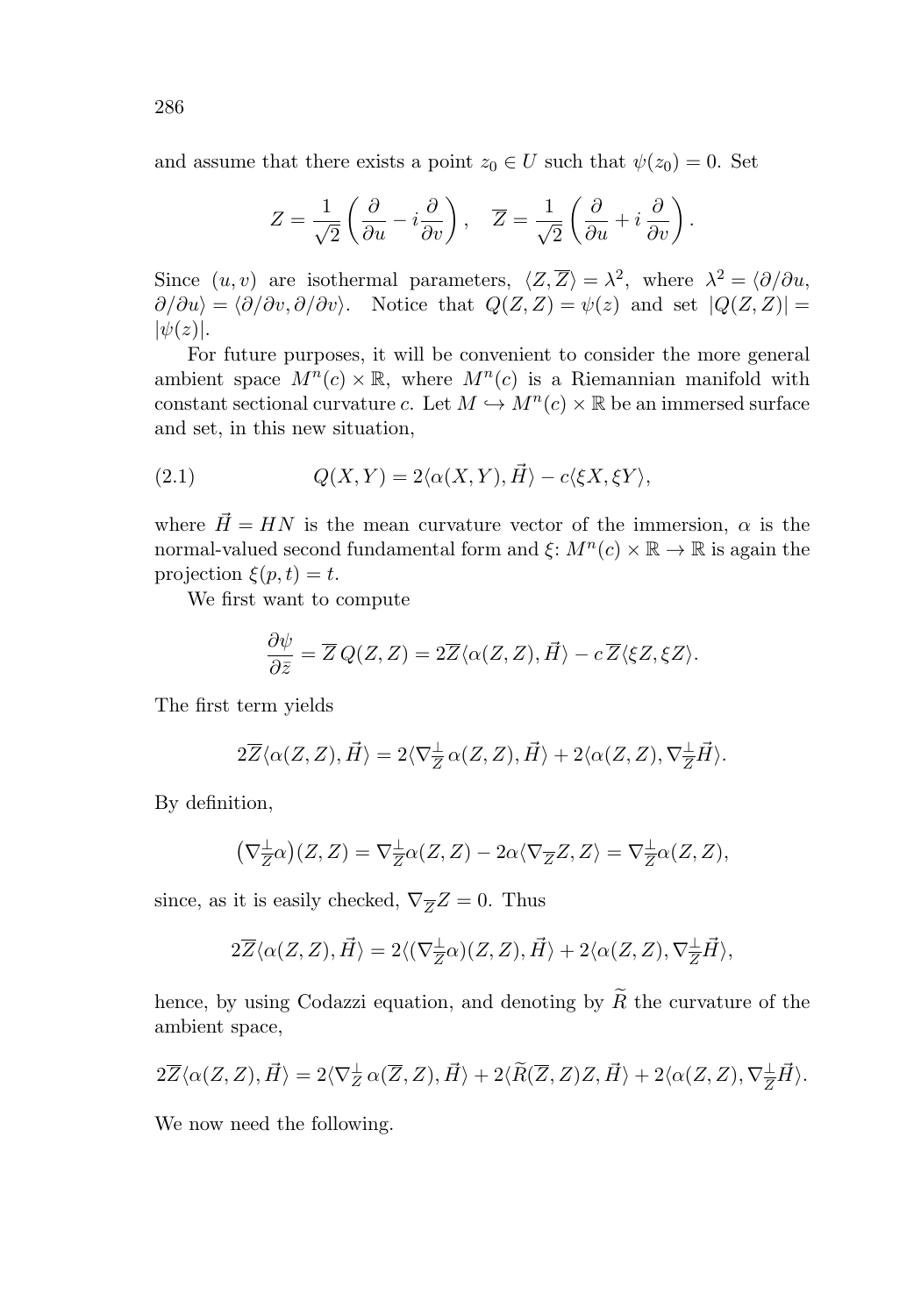and assume that there exists a point $z_0 \in U$ such that $\psi(z_0) = 0$. Set

$$Z = \frac{1}{\sqrt{2}}\left(\frac{\partial}{\partial u} - i\frac{\partial}{\partial v}\right), \quad \overline{Z} = \frac{1}{\sqrt{2}}\left(\frac{\partial}{\partial u} + i\frac{\partial}{\partial v}\right).$$

Since $(u,v)$ are isothermal parameters, $\langle Z, \overline{Z}\rangle = \lambda^2$, where $\lambda^2 = \langle \partial/\partial u, \partial/\partial u\rangle = \langle \partial/\partial v, \partial/\partial v\rangle$. Notice that $Q(Z,Z) = \psi(z)$ and set $|Q(Z,Z)| = |\psi(z)|$.

For future purposes, it will be convenient to consider the more general ambient space $M^n(c) \times \mathbb{R}$, where $M^n(c)$ is a Riemannian manifold with constant sectional curvature $c$. Let $M \hookrightarrow M^n(c) \times \mathbb{R}$ be an immersed surface and set, in this new situation,

$$Q(X,Y) = 2\langle \alpha(X,Y), \vec{H}\rangle - c\langle \xi X, \xi Y\rangle, \tag{2.1}$$

where $\vec{H} = HN$ is the mean curvature vector of the immersion, $\alpha$ is the normal-valued second fundamental form and $\xi$: $M^n(c) \times \mathbb{R} \to \mathbb{R}$ is again the projection $\xi(p,t) = t$.

We first want to compute

$$\frac{\partial \psi}{\partial \bar{z}} = \overline{Z}\, Q(Z,Z) = 2\overline{Z}\langle \alpha(Z,Z), \vec{H}\rangle - c\,\overline{Z}\langle \xi Z, \xi Z\rangle.$$

The first term yields

$$2\overline{Z}\langle \alpha(Z,Z), \vec{H}\rangle = 2\langle \nabla^{\perp}_{\overline{Z}}\, \alpha(Z,Z), \vec{H}\rangle + 2\langle \alpha(Z,Z), \nabla^{\perp}_{\overline{Z}}\vec{H}\rangle.$$

By definition,

$$\left(\nabla^{\perp}_{\overline{Z}}\alpha\right)(Z,Z) = \nabla^{\perp}_{\overline{Z}}\alpha(Z,Z) - 2\alpha\langle \nabla_{\overline{Z}} Z, Z\rangle = \nabla^{\perp}_{\overline{Z}}\alpha(Z,Z),$$

since, as it is easily checked, $\nabla_{\overline{Z}} Z = 0$. Thus

$$2\overline{Z}\langle \alpha(Z,Z), \vec{H}\rangle = 2\langle (\nabla^{\perp}_{\overline{Z}}\alpha)(Z,Z), \vec{H}\rangle + 2\langle \alpha(Z,Z), \nabla^{\perp}_{\overline{Z}}\vec{H}\rangle,$$

hence, by using Codazzi equation, and denoting by $\widetilde{R}$ the curvature of the ambient space,

$$2\overline{Z}\langle \alpha(Z,Z), \vec{H}\rangle = 2\langle \nabla^{\perp}_{Z}\, \alpha(\overline{Z},Z), \vec{H}\rangle + 2\langle \widetilde{R}(\overline{Z},Z)Z, \vec{H}\rangle + 2\langle \alpha(Z,Z), \nabla^{\perp}_{\overline{Z}}\vec{H}\rangle.$$

We now need the following.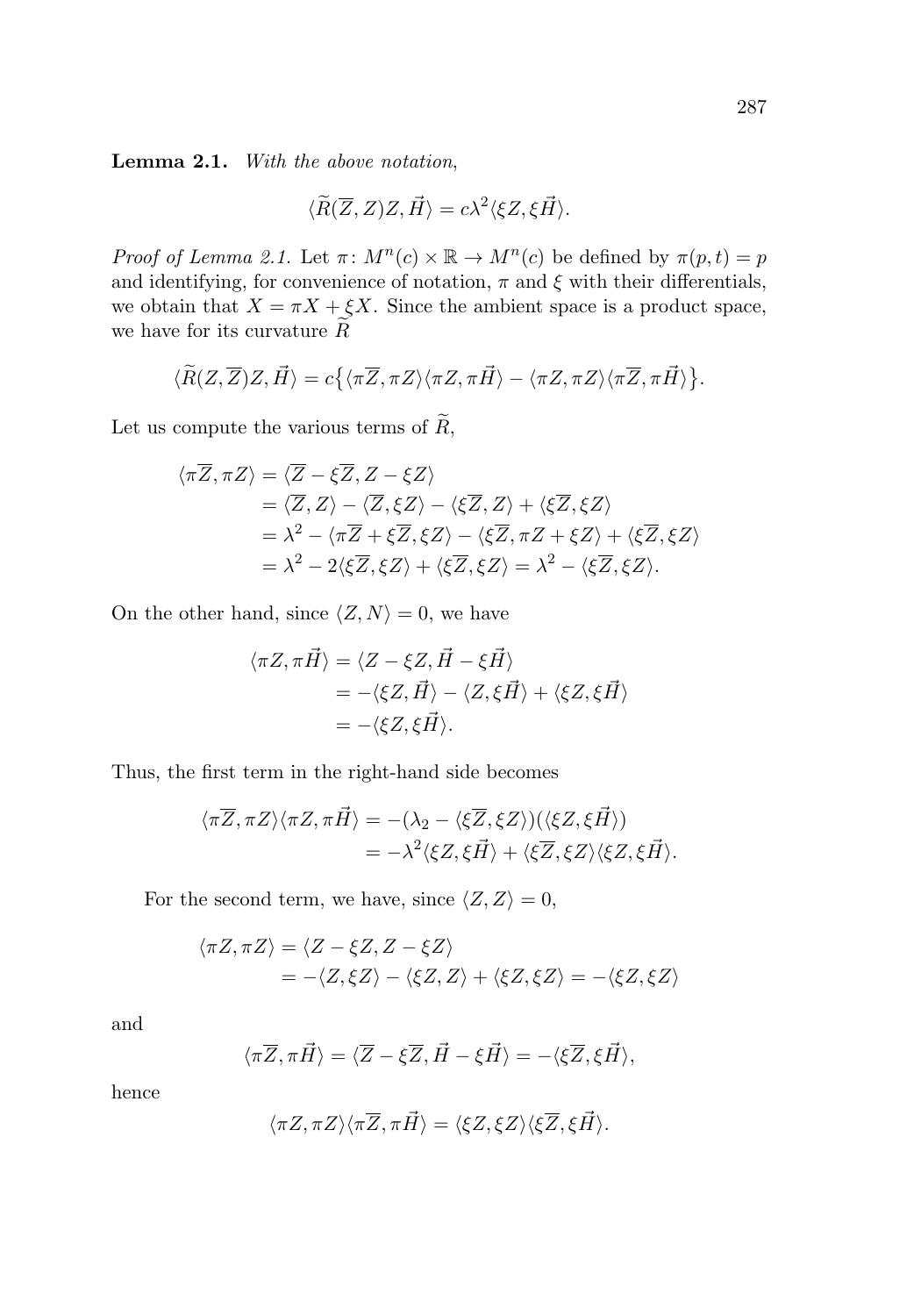**Lemma 2.1.** *With the above notation,*

$$\langle \widetilde{R}(\overline{Z}, Z)Z, \vec{H}\rangle = c\lambda^2 \langle \xi Z, \xi \vec{H}\rangle.$$

*Proof of Lemma 2.1.* Let $\pi\colon M^n(c) \times \mathbb{R} \to M^n(c)$ be defined by $\pi(p,t) = p$ and identifying, for convenience of notation, $\pi$ and $\xi$ with their differentials, we obtain that $X = \pi X + \xi X$. Since the ambient space is a product space, we have for its curvature $\widetilde{R}$

$$\langle \widetilde{R}(Z, \overline{Z})Z, \vec{H}\rangle = c\big\{\langle \pi\overline{Z}, \pi Z\rangle\langle \pi Z, \pi\vec{H}\rangle - \langle \pi Z, \pi Z\rangle\langle \pi\overline{Z}, \pi\vec{H}\rangle\big\}.$$

Let us compute the various terms of $\widetilde{R}$,

$$\begin{aligned}
\langle \pi\overline{Z}, \pi Z\rangle &= \langle \overline{Z} - \xi\overline{Z}, Z - \xi Z\rangle \\
&= \langle \overline{Z}, Z\rangle - \langle \overline{Z}, \xi Z\rangle - \langle \xi\overline{Z}, Z\rangle + \langle \xi\overline{Z}, \xi Z\rangle \\
&= \lambda^2 - \langle \pi\overline{Z} + \xi\overline{Z}, \xi Z\rangle - \langle \xi\overline{Z}, \pi Z + \xi Z\rangle + \langle \xi\overline{Z}, \xi Z\rangle \\
&= \lambda^2 - 2\langle \xi\overline{Z}, \xi Z\rangle + \langle \xi\overline{Z}, \xi Z\rangle = \lambda^2 - \langle \xi\overline{Z}, \xi Z\rangle.
\end{aligned}$$

On the other hand, since $\langle Z, N\rangle = 0$, we have

$$\begin{aligned}
\langle \pi Z, \pi\vec{H}\rangle &= \langle Z - \xi Z, \vec{H} - \xi\vec{H}\rangle \\
&= -\langle \xi Z, \vec{H}\rangle - \langle Z, \xi\vec{H}\rangle + \langle \xi Z, \xi\vec{H}\rangle \\
&= -\langle \xi Z, \xi\vec{H}\rangle.
\end{aligned}$$

Thus, the first term in the right-hand side becomes

$$\begin{aligned}
\langle \pi\overline{Z}, \pi Z\rangle\langle \pi Z, \pi\vec{H}\rangle &= -(\lambda_2 - \langle \xi\overline{Z}, \xi Z\rangle)(\langle \xi Z, \xi\vec{H}\rangle) \\
&= -\lambda^2\langle \xi Z, \xi\vec{H}\rangle + \langle \xi\overline{Z}, \xi Z\rangle\langle \xi Z, \xi\vec{H}\rangle.
\end{aligned}$$

For the second term, we have, since $\langle Z, Z\rangle = 0$,

$$\begin{aligned}
\langle \pi Z, \pi Z\rangle &= \langle Z - \xi Z, Z - \xi Z\rangle \\
&= -\langle Z, \xi Z\rangle - \langle \xi Z, Z\rangle + \langle \xi Z, \xi Z\rangle = -\langle \xi Z, \xi Z\rangle
\end{aligned}$$

and

$$\langle \pi\overline{Z}, \pi\vec{H}\rangle = \langle \overline{Z} - \xi\overline{Z}, \vec{H} - \xi\vec{H}\rangle = -\langle \xi\overline{Z}, \xi\vec{H}\rangle,$$

hence

$$\langle \pi Z, \pi Z\rangle\langle \pi\overline{Z}, \pi\vec{H}\rangle = \langle \xi Z, \xi Z\rangle\langle \xi\overline{Z}, \xi\vec{H}\rangle.$$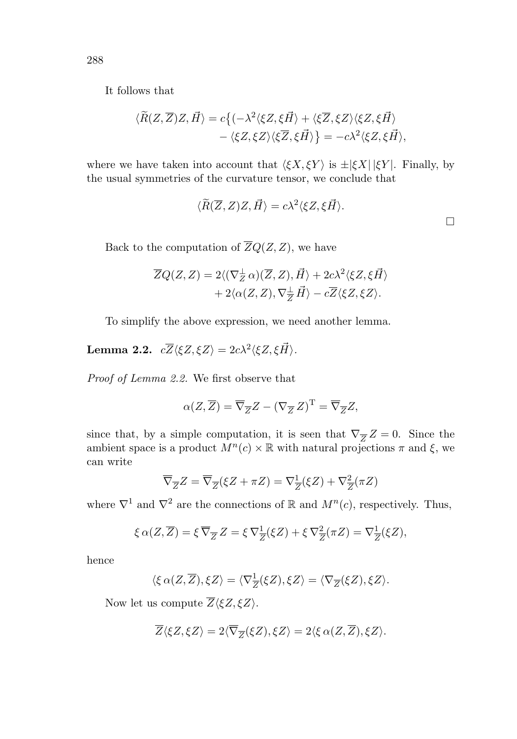It follows that

$$\langle \widetilde{R}(Z,\overline{Z})Z,\vec{H}\rangle = c\big\{(-\lambda^2\langle \xi Z,\xi\vec{H}\rangle + \langle \xi\overline{Z},\xi Z\rangle\langle \xi Z,\xi\vec{H}\rangle \\ - \langle \xi Z,\xi Z\rangle\langle \xi\overline{Z},\xi\vec{H}\rangle\big\} = -c\lambda^2\langle \xi Z,\xi\vec{H}\rangle,$$

where we have taken into account that $\langle \xi X,\xi Y\rangle$ is $\pm|\xi X|\,|\xi Y|$. Finally, by the usual symmetries of the curvature tensor, we conclude that

$$\langle \widetilde{R}(\overline{Z},Z)Z,\vec{H}\rangle = c\lambda^2\langle \xi Z,\xi\vec{H}\rangle.$$

□

Back to the computation of $\overline{Z}Q(Z,Z)$, we have

$$\overline{Z}Q(Z,Z) = 2\langle(\nabla^{\perp}_{Z}\,\alpha)(\overline{Z},Z),\vec{H}\rangle + 2c\lambda^2\langle \xi Z,\xi\vec{H}\rangle \\ + 2\langle \alpha(Z,Z),\nabla^{\perp}_{\overline{Z}}\,\vec{H}\rangle - c\overline{Z}\langle \xi Z,\xi Z\rangle.$$

To simplify the above expression, we need another lemma.

**Lemma 2.2.** $c\overline{Z}\langle \xi Z,\xi Z\rangle = 2c\lambda^2\langle \xi Z,\xi\vec{H}\rangle$.

*Proof of Lemma 2.2.* We first observe that

$$\alpha(Z,\overline{Z}) = \overline{\nabla}_{\overline{Z}}Z - (\nabla_{\overline{Z}}\,Z)^{\mathrm{T}} = \overline{\nabla}_{\overline{Z}}Z,$$

since that, by a simple computation, it is seen that $\nabla_{\overline{Z}}\,Z = 0$. Since the ambient space is a product $M^n(c)\times\mathbb{R}$ with natural projections $\pi$ and $\xi$, we can write

$$\overline{\nabla}_{\overline{Z}}Z = \overline{\nabla}_{\overline{Z}}(\xi Z + \pi Z) = \nabla^1_{\overline{Z}}(\xi Z) + \nabla^2_{\overline{Z}}(\pi Z)$$

where $\nabla^1$ and $\nabla^2$ are the connections of $\mathbb{R}$ and $M^n(c)$, respectively. Thus,

$$\xi\,\alpha(Z,\overline{Z}) = \xi\,\overline{\nabla}_{\overline{Z}}\,Z = \xi\,\nabla^1_{\overline{Z}}(\xi Z) + \xi\,\nabla^2_{\overline{Z}}(\pi Z) = \nabla^1_{\overline{Z}}(\xi Z),$$

hence

$$\langle \xi\,\alpha(Z,\overline{Z}),\xi Z\rangle = \langle \nabla^1_{\overline{Z}}(\xi Z),\xi Z\rangle = \langle \nabla_{\overline{Z}}(\xi Z),\xi Z\rangle.$$

Now let us compute $\overline{Z}\langle \xi Z,\xi Z\rangle$.

$$\overline{Z}\langle \xi Z,\xi Z\rangle = 2\langle\overline{\nabla}_{\overline{Z}}(\xi Z),\xi Z\rangle = 2\langle \xi\,\alpha(Z,\overline{Z}),\xi Z\rangle.$$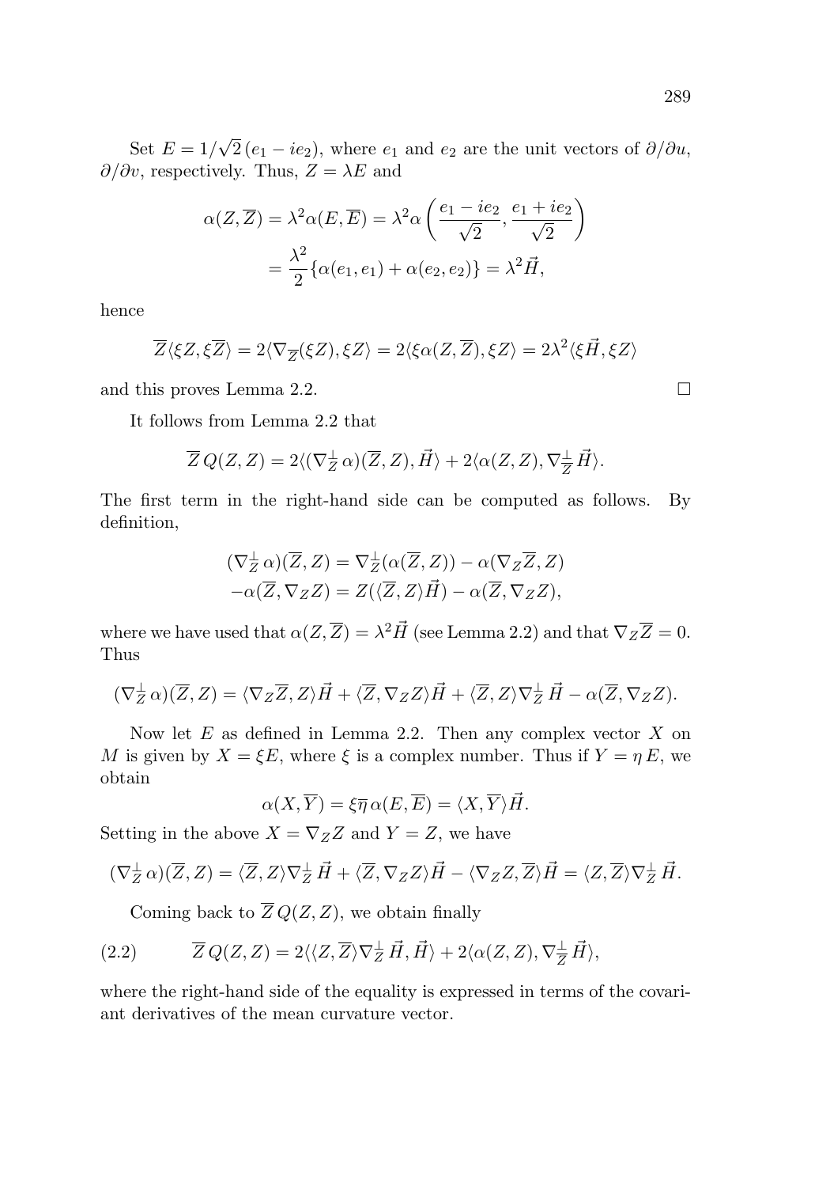Set $E = 1/\sqrt{2}\,(e_1 - ie_2)$, where $e_1$ and $e_2$ are the unit vectors of $\partial/\partial u$, $\partial/\partial v$, respectively. Thus, $Z = \lambda E$ and

$$\alpha(Z, \overline{Z}) = \lambda^2 \alpha(E, \overline{E}) = \lambda^2 \alpha\left(\frac{e_1 - ie_2}{\sqrt{2}}, \frac{e_1 + ie_2}{\sqrt{2}}\right)$$
$$= \frac{\lambda^2}{2}\{\alpha(e_1, e_1) + \alpha(e_2, e_2)\} = \lambda^2 \vec{H},$$

hence

$$\overline{Z}\langle \xi Z, \xi \overline{Z}\rangle = 2\langle \nabla_{\overline{Z}}(\xi Z), \xi Z\rangle = 2\langle \xi\alpha(Z, \overline{Z}), \xi Z\rangle = 2\lambda^2 \langle \xi \vec{H}, \xi Z\rangle$$

and this proves Lemma 2.2. $\square$

It follows from Lemma 2.2 that

$$\overline{Z}\, Q(Z, Z) = 2\langle (\nabla^{\perp}_{Z}\, \alpha)(\overline{Z}, Z), \vec{H}\rangle + 2\langle \alpha(Z, Z), \nabla^{\perp}_{\overline{Z}}\, \vec{H}\rangle.$$

The first term in the right-hand side can be computed as follows. By definition,

$$(\nabla^{\perp}_{Z}\, \alpha)(\overline{Z}, Z) = \nabla^{\perp}_{Z}(\alpha(\overline{Z}, Z)) - \alpha(\nabla_Z \overline{Z}, Z)$$
$$-\alpha(\overline{Z}, \nabla_Z Z) = Z(\langle \overline{Z}, Z\rangle \vec{H}) - \alpha(\overline{Z}, \nabla_Z Z),$$

where we have used that $\alpha(Z, \overline{Z}) = \lambda^2 \vec{H}$ (see Lemma 2.2) and that $\nabla_Z \overline{Z} = 0$. Thus

$$(\nabla^{\perp}_{Z}\, \alpha)(\overline{Z}, Z) = \langle \nabla_Z \overline{Z}, Z\rangle \vec{H} + \langle \overline{Z}, \nabla_Z Z\rangle \vec{H} + \langle \overline{Z}, Z\rangle \nabla^{\perp}_{Z}\, \vec{H} - \alpha(\overline{Z}, \nabla_Z Z).$$

Now let $E$ as defined in Lemma 2.2. Then any complex vector $X$ on $M$ is given by $X = \xi E$, where $\xi$ is a complex number. Thus if $Y = \eta\, E$, we obtain

$$\alpha(X, \overline{Y}) = \xi\overline{\eta}\, \alpha(E, \overline{E}) = \langle X, \overline{Y}\rangle \vec{H}.$$

Setting in the above $X = \nabla_Z Z$ and $Y = Z$, we have

$$(\nabla^{\perp}_{Z}\, \alpha)(\overline{Z}, Z) = \langle \overline{Z}, Z\rangle \nabla^{\perp}_{Z}\, \vec{H} + \langle \overline{Z}, \nabla_Z Z\rangle \vec{H} - \langle \nabla_Z Z, \overline{Z}\rangle \vec{H} = \langle Z, \overline{Z}\rangle \nabla^{\perp}_{Z}\, \vec{H}.$$

Coming back to $\overline{Z}\, Q(Z, Z)$, we obtain finally

$$\overline{Z}\, Q(Z, Z) = 2\langle \langle Z, \overline{Z}\rangle \nabla^{\perp}_{Z}\, \vec{H}, \vec{H}\rangle + 2\langle \alpha(Z, Z), \nabla^{\perp}_{\overline{Z}}\, \vec{H}\rangle, \tag{2.2}$$

where the right-hand side of the equality is expressed in terms of the covariant derivatives of the mean curvature vector.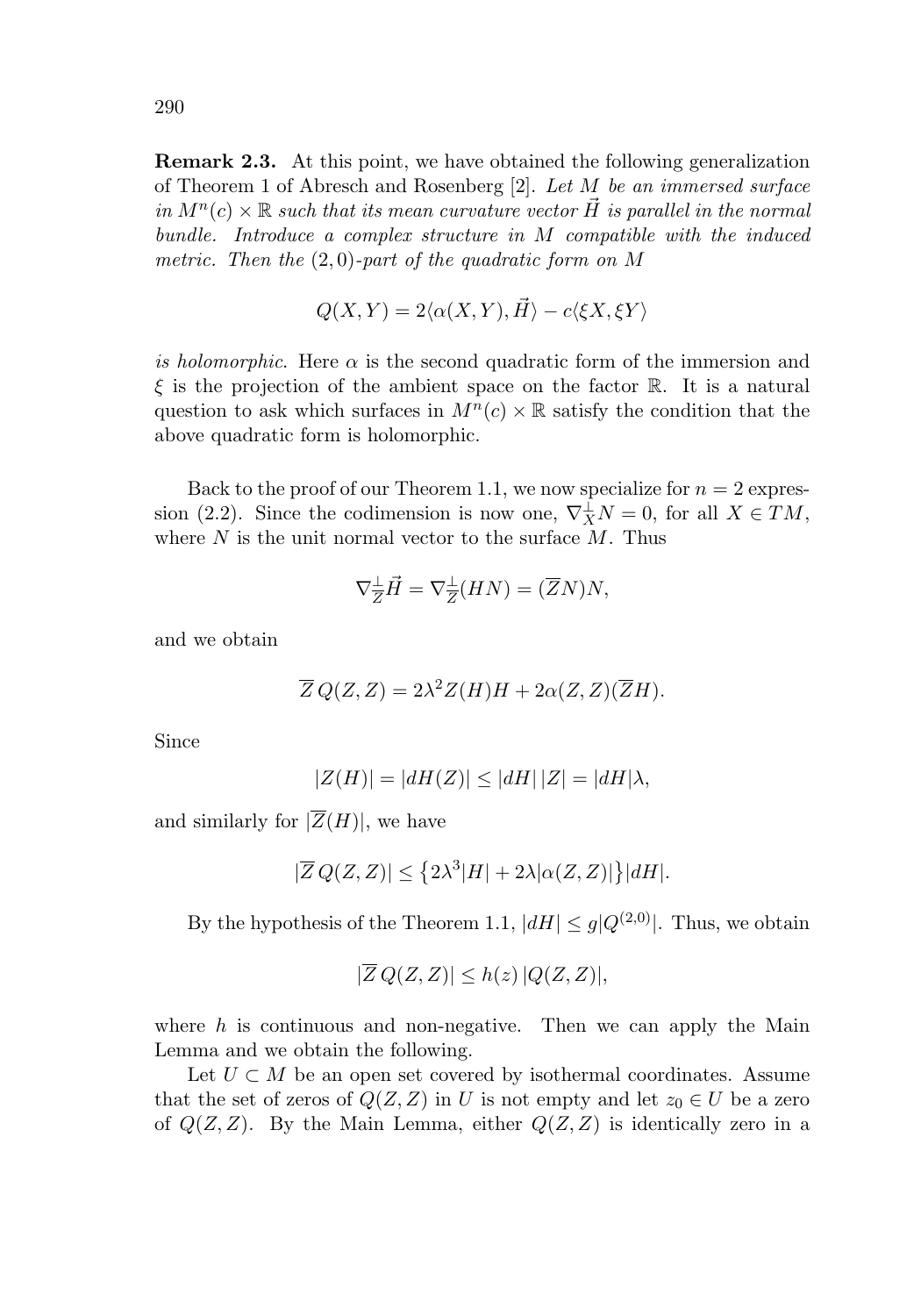**Remark 2.3.** At this point, we have obtained the following generalization of Theorem 1 of Abresch and Rosenberg [2]. *Let $M$ be an immersed surface in $M^n(c) \times \mathbb{R}$ such that its mean curvature vector $\vec{H}$ is parallel in the normal bundle. Introduce a complex structure in $M$ compatible with the induced metric. Then the $(2,0)$-part of the quadratic form on $M$*

$$Q(X,Y) = 2\langle \alpha(X,Y), \vec{H}\rangle - c\langle \xi X, \xi Y\rangle$$

*is holomorphic.* Here $\alpha$ is the second quadratic form of the immersion and $\xi$ is the projection of the ambient space on the factor $\mathbb{R}$. It is a natural question to ask which surfaces in $M^n(c) \times \mathbb{R}$ satisfy the condition that the above quadratic form is holomorphic.

Back to the proof of our Theorem 1.1, we now specialize for $n = 2$ expression (2.2). Since the codimension is now one, $\nabla^{\perp}_X N = 0$, for all $X \in TM$, where $N$ is the unit normal vector to the surface $M$. Thus

$$\nabla^{\perp}_{\overline{Z}} \vec{H} = \nabla^{\perp}_{\overline{Z}}(HN) = (\overline{Z}N)N,$$

and we obtain

$$\overline{Z}\, Q(Z,Z) = 2\lambda^2 Z(H)H + 2\alpha(Z,Z)(\overline{Z}H).$$

Since

$$|Z(H)| = |dH(Z)| \leq |dH|\,|Z| = |dH|\lambda,$$

and similarly for $|\overline{Z}(H)|$, we have

$$|\overline{Z}\, Q(Z,Z)| \leq \left\{2\lambda^3|H| + 2\lambda|\alpha(Z,Z)|\right\}|dH|.$$

By the hypothesis of the Theorem 1.1, $|dH| \leq g|Q^{(2,0)}|$. Thus, we obtain

$$|\overline{Z}\, Q(Z,Z)| \leq h(z)\,|Q(Z,Z)|,$$

where $h$ is continuous and non-negative. Then we can apply the Main Lemma and we obtain the following.

Let $U \subset M$ be an open set covered by isothermal coordinates. Assume that the set of zeros of $Q(Z,Z)$ in $U$ is not empty and let $z_0 \in U$ be a zero of $Q(Z,Z)$. By the Main Lemma, either $Q(Z,Z)$ is identically zero in a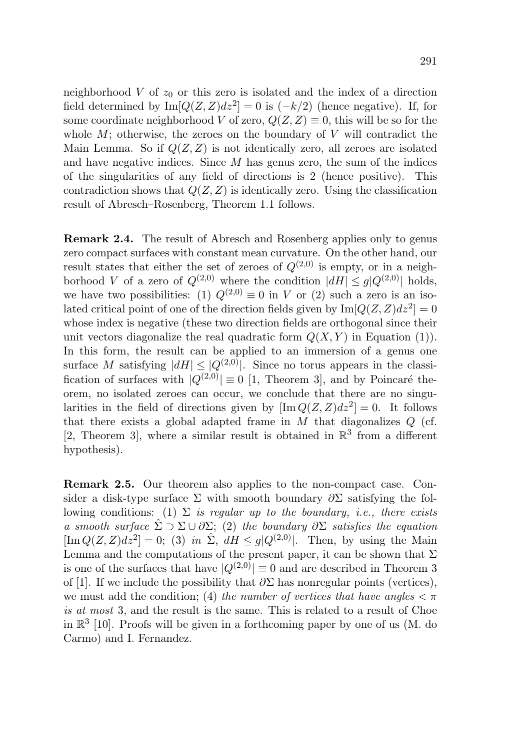neighborhood $V$ of $z_0$ or this zero is isolated and the index of a direction field determined by $\mathrm{Im}[Q(Z,Z)dz^2] = 0$ is $(-k/2)$ (hence negative). If, for some coordinate neighborhood $V$ of zero, $Q(Z,Z) \equiv 0$, this will be so for the whole $M$; otherwise, the zeroes on the boundary of $V$ will contradict the Main Lemma. So if $Q(Z,Z)$ is not identically zero, all zeroes are isolated and have negative indices. Since $M$ has genus zero, the sum of the indices of the singularities of any field of directions is 2 (hence positive). This contradiction shows that $Q(Z,Z)$ is identically zero. Using the classification result of Abresch–Rosenberg, Theorem 1.1 follows.

**Remark 2.4.** The result of Abresch and Rosenberg applies only to genus zero compact surfaces with constant mean curvature. On the other hand, our result states that either the set of zeroes of $Q^{(2,0)}$ is empty, or in a neighborhood $V$ of a zero of $Q^{(2,0)}$ where the condition $|dH| \le g|Q^{(2,0)}|$ holds, we have two possibilities: (1) $Q^{(2,0)} \equiv 0$ in $V$ or (2) such a zero is an isolated critical point of one of the direction fields given by $\mathrm{Im}[Q(Z,Z)dz^2] = 0$ whose index is negative (these two direction fields are orthogonal since their unit vectors diagonalize the real quadratic form $Q(X,Y)$ in Equation (1)). In this form, the result can be applied to an immersion of a genus one surface $M$ satisfying $|dH| \le |Q^{(2,0)}|$. Since no torus appears in the classification of surfaces with $|Q^{(2,0)}| \equiv 0$ [1, Theorem 3], and by Poincaré theorem, no isolated zeroes can occur, we conclude that there are no singularities in the field of directions given by $[\mathrm{Im}\, Q(Z,Z)dz^2] = 0$. It follows that there exists a global adapted frame in $M$ that diagonalizes $Q$ (cf. [2, Theorem 3], where a similar result is obtained in $\mathbb{R}^3$ from a different hypothesis).

**Remark 2.5.** Our theorem also applies to the non-compact case. Consider a disk-type surface $\Sigma$ with smooth boundary $\partial\Sigma$ satisfying the following conditions: (1) $\Sigma$ *is regular up to the boundary, i.e., there exists a smooth surface* $\hat{\Sigma} \supset \Sigma \cup \partial\Sigma$; (2) *the boundary* $\partial\Sigma$ *satisfies the equation* $[\mathrm{Im}\, Q(Z,Z)dz^2] = 0$; (3) *in* $\hat{\Sigma}$, $dH \le g|Q^{(2,0)}|$. Then, by using the Main Lemma and the computations of the present paper, it can be shown that $\Sigma$ is one of the surfaces that have $|Q^{(2,0)}| \equiv 0$ and are described in Theorem 3 of [1]. If we include the possibility that $\partial\Sigma$ has nonregular points (vertices), we must add the condition; (4) *the number of vertices that have angles* $< \pi$ *is at most* 3, and the result is the same. This is related to a result of Choe in $\mathbb{R}^3$ [10]. Proofs will be given in a forthcoming paper by one of us (M. do Carmo) and I. Fernandez.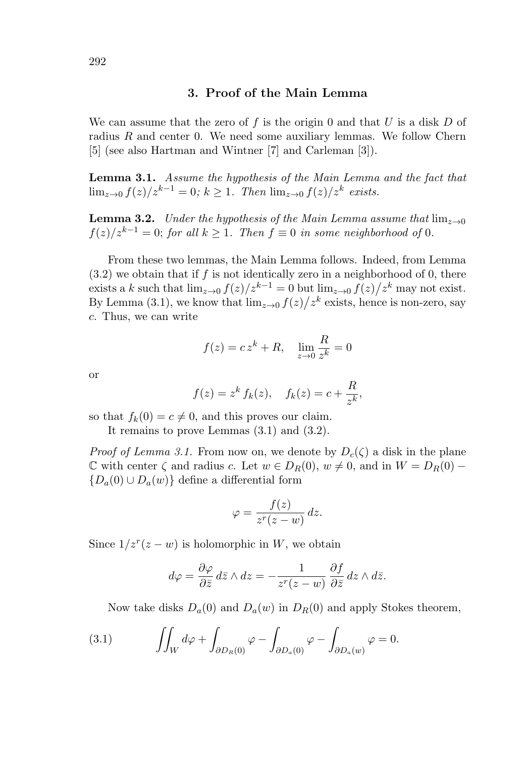## 3. Proof of the Main Lemma

We can assume that the zero of $f$ is the origin 0 and that $U$ is a disk $D$ of radius $R$ and center 0. We need some auxiliary lemmas. We follow Chern [5] (see also Hartman and Wintner [7] and Carleman [3]).

**Lemma 3.1.** *Assume the hypothesis of the Main Lemma and the fact that* $\lim_{z\to 0} f(z)/z^{k-1} = 0$*;* $k \geq 1$*. Then* $\lim_{z\to 0} f(z)/z^k$ *exists.*

**Lemma 3.2.** *Under the hypothesis of the Main Lemma assume that* $\lim_{z\to 0} f(z)/z^{k-1} = 0$*; for all* $k \geq 1$*. Then* $f \equiv 0$ *in some neighborhood of* 0*.*

From these two lemmas, the Main Lemma follows. Indeed, from Lemma (3.2) we obtain that if $f$ is not identically zero in a neighborhood of 0, there exists a $k$ such that $\lim_{z\to 0} f(z)/z^{k-1} = 0$ but $\lim_{z\to 0} f(z)\big/z^k$ may not exist. By Lemma (3.1), we know that $\lim_{z\to 0} f(z)\big/z^k$ exists, hence is non-zero, say $c$. Thus, we can write

$$f(z) = c\, z^k + R, \quad \lim_{z\to 0} \frac{R}{z^k} = 0$$

or

$$f(z) = z^k\, f_k(z), \quad f_k(z) = c + \frac{R}{z^k},$$

so that $f_k(0) = c \neq 0$, and this proves our claim.

It remains to prove Lemmas (3.1) and (3.2).

*Proof of Lemma 3.1.* From now on, we denote by $D_c(\zeta)$ a disk in the plane $\mathbb{C}$ with center $\zeta$ and radius $c$. Let $w \in D_R(0)$, $w \neq 0$, and in $W = D_R(0) - \{D_a(0) \cup D_a(w)\}$ define a differential form

$$\varphi = \frac{f(z)}{z^r(z-w)}\, dz.$$

Since $1/z^r(z-w)$ is holomorphic in $W$, we obtain

$$d\varphi = \frac{\partial \varphi}{\partial \bar{z}}\, d\bar{z} \wedge dz = -\frac{1}{z^r(z-w)}\,\frac{\partial f}{\partial \bar{z}}\, dz \wedge d\bar{z}.$$

Now take disks $D_a(0)$ and $D_a(w)$ in $D_R(0)$ and apply Stokes theorem,

$$\iint_W d\varphi + \int_{\partial D_R(0)} \varphi - \int_{\partial D_a(0)} \varphi - \int_{\partial D_a(w)} \varphi = 0. \tag{3.1}$$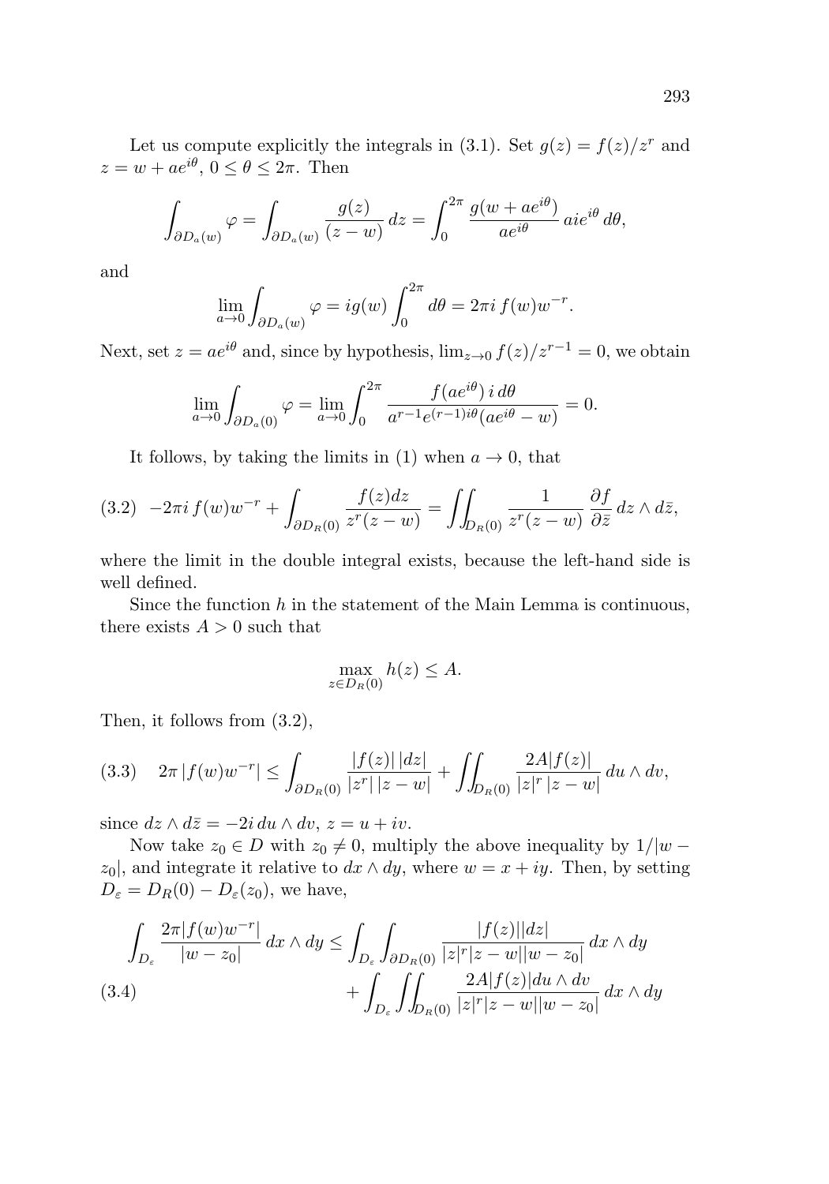Let us compute explicitly the integrals in (3.1). Set $g(z) = f(z)/z^r$ and $z = w + ae^{i\theta}$, $0 \le \theta \le 2\pi$. Then

$$\int_{\partial D_a(w)} \varphi = \int_{\partial D_a(w)} \frac{g(z)}{(z-w)}\, dz = \int_0^{2\pi} \frac{g(w+ae^{i\theta})}{ae^{i\theta}}\, aie^{i\theta}\, d\theta,$$

and

$$\lim_{a\to 0} \int_{\partial D_a(w)} \varphi = ig(w) \int_0^{2\pi} d\theta = 2\pi i\, f(w) w^{-r}.$$

Next, set $z = ae^{i\theta}$ and, since by hypothesis, $\lim_{z\to 0} f(z)/z^{r-1} = 0$, we obtain

$$\lim_{a\to 0} \int_{\partial D_a(0)} \varphi = \lim_{a\to 0} \int_0^{2\pi} \frac{f(ae^{i\theta})\, i\, d\theta}{a^{r-1} e^{(r-1)i\theta}(ae^{i\theta} - w)} = 0.$$

It follows, by taking the limits in (1) when $a \to 0$, that

$$(3.2) \quad -2\pi i\, f(w) w^{-r} + \int_{\partial D_R(0)} \frac{f(z)dz}{z^r(z-w)} = \iint_{D_R(0)} \frac{1}{z^r(z-w)} \frac{\partial f}{\partial \bar{z}}\, dz \wedge d\bar{z},$$

where the limit in the double integral exists, because the left-hand side is well defined.

Since the function $h$ in the statement of the Main Lemma is continuous, there exists $A > 0$ such that

$$\max_{z\in D_R(0)} h(z) \le A.$$

Then, it follows from (3.2),

$$(3.3) \quad 2\pi\, |f(w) w^{-r}| \le \int_{\partial D_R(0)} \frac{|f(z)|\, |dz|}{|z^r|\, |z-w|} + \iint_{D_R(0)} \frac{2A|f(z)|}{|z|^r\, |z-w|}\, du \wedge dv,$$

since $dz \wedge d\bar{z} = -2i\, du \wedge dv$, $z = u + iv$.

Now take $z_0 \in D$ with $z_0 \ne 0$, multiply the above inequality by $1/|w - z_0|$, and integrate it relative to $dx \wedge dy$, where $w = x + iy$. Then, by setting $D_\varepsilon = D_R(0) - D_\varepsilon(z_0)$, we have,

$$(3.4) \quad \begin{aligned} \int_{D_\varepsilon} \frac{2\pi |f(w) w^{-r}|}{|w - z_0|}\, dx \wedge dy \le& \int_{D_\varepsilon} \int_{\partial D_R(0)} \frac{|f(z)||dz|}{|z|^r |z-w||w-z_0|}\, dx \wedge dy \\ &+ \int_{D_\varepsilon} \iint_{D_R(0)} \frac{2A|f(z)| du \wedge dv}{|z|^r |z-w||w-z_0|}\, dx \wedge dy \end{aligned}$$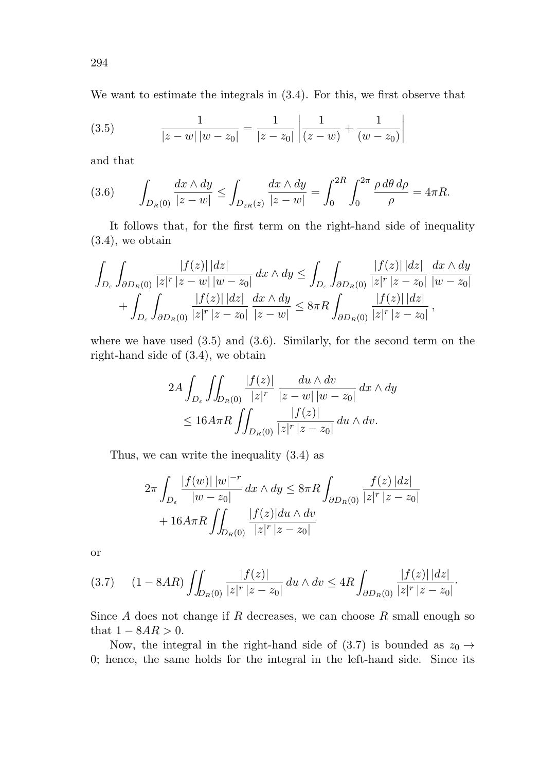We want to estimate the integrals in (3.4). For this, we first observe that

$$\frac{1}{|z-w|\,|w-z_0|} = \frac{1}{|z-z_0|}\left|\frac{1}{(z-w)} + \frac{1}{(w-z_0)}\right| \tag{3.5}$$

and that

$$\int_{D_R(0)} \frac{dx\wedge dy}{|z-w|} \le \int_{D_{2R}(z)} \frac{dx\wedge dy}{|z-w|} = \int_0^{2R}\int_0^{2\pi} \frac{\rho\,d\theta\,d\rho}{\rho} = 4\pi R. \tag{3.6}$$

It follows that, for the first term on the right-hand side of inequality (3.4), we obtain

$$\begin{aligned}\int_{D_\varepsilon}\int_{\partial D_R(0)} \frac{|f(z)|\,|dz|}{|z|^r\,|z-w|\,|w-z_0|}\,dx\wedge dy &\le \int_{D_\varepsilon}\int_{\partial D_R(0)} \frac{|f(z)|\,|dz|}{|z|^r\,|z-z_0|}\,\frac{dx\wedge dy}{|w-z_0|} \\ &+ \int_{D_\varepsilon}\int_{\partial D_R(0)} \frac{|f(z)|\,|dz|}{|z|^r\,|z-z_0|}\,\frac{dx\wedge dy}{|z-w|} \le 8\pi R\int_{\partial D_R(0)} \frac{|f(z)|\,|dz|}{|z|^r\,|z-z_0|}\,,\end{aligned}$$

where we have used (3.5) and (3.6). Similarly, for the second term on the right-hand side of (3.4), we obtain

$$\begin{aligned}&2A\int_{D_\varepsilon}\iint_{D_R(0)} \frac{|f(z)|}{|z|^r}\,\frac{du\wedge dv}{|z-w|\,|w-z_0|}\,dx\wedge dy \\ &\qquad\le 16A\pi R\iint_{D_R(0)} \frac{|f(z)|}{|z|^r\,|z-z_0|}\,du\wedge dv.\end{aligned}$$

Thus, we can write the inequality (3.4) as

$$\begin{aligned}2\pi\int_{D_\varepsilon} \frac{|f(w)|\,|w|^{-r}}{|w-z_0|}\,dx\wedge dy &\le 8\pi R\int_{\partial D_R(0)} \frac{f(z)\,|dz|}{|z|^r\,|z-z_0|} \\ &+ 16A\pi R\iint_{D_R(0)} \frac{|f(z)|du\wedge dv}{|z|^r\,|z-z_0|}\end{aligned}$$

or

$$(1-8AR)\iint_{D_R(0)} \frac{|f(z)|}{|z|^r\,|z-z_0|}\,du\wedge dv \le 4R\int_{\partial D_R(0)} \frac{|f(z)|\,|dz|}{|z|^r\,|z-z_0|}. \tag{3.7}$$

Since $A$ does not change if $R$ decreases, we can choose $R$ small enough so that $1-8AR>0$.

Now, the integral in the right-hand side of (3.7) is bounded as $z_0\to 0$; hence, the same holds for the integral in the left-hand side. Since its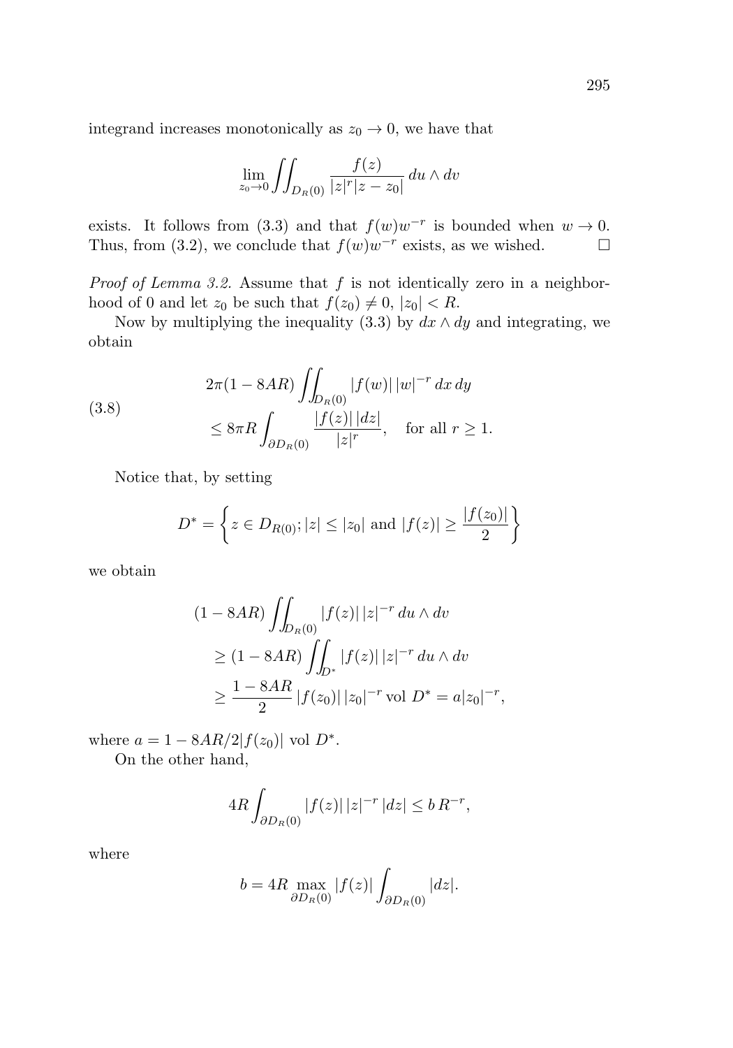integrand increases monotonically as $z_0 \to 0$, we have that

$$\lim_{z_0 \to 0} \iint_{D_R(0)} \frac{f(z)}{|z|^r |z - z_0|} \, du \wedge dv$$

exists. It follows from (3.3) and that $f(w)w^{-r}$ is bounded when $w \to 0$. Thus, from (3.2), we conclude that $f(w)w^{-r}$ exists, as we wished. $\square$

*Proof of Lemma 3.2.* Assume that $f$ is not identically zero in a neighborhood of 0 and let $z_0$ be such that $f(z_0) \neq 0$, $|z_0| < R$.

Now by multiplying the inequality (3.3) by $dx \wedge dy$ and integrating, we obtain

$$\begin{aligned} &2\pi(1 - 8AR) \iint_{D_R(0)} |f(w)| \, |w|^{-r} \, dx \, dy \\ &\quad \leq 8\pi R \int_{\partial D_R(0)} \frac{|f(z)| \, |dz|}{|z|^r}, \quad \text{for all } r \geq 1. \end{aligned} \tag{3.8}$$

Notice that, by setting

$$D^* = \left\{ z \in D_{R(0)}; |z| \leq |z_0| \text{ and } |f(z)| \geq \frac{|f(z_0)|}{2} \right\}$$

we obtain

$$\begin{aligned} &(1 - 8AR) \iint_{D_R(0)} |f(z)| \, |z|^{-r} \, du \wedge dv \\ &\quad \geq (1 - 8AR) \iint_{D^*} |f(z)| \, |z|^{-r} \, du \wedge dv \\ &\quad \geq \frac{1 - 8AR}{2} \, |f(z_0)| \, |z_0|^{-r} \operatorname{vol} D^* = a|z_0|^{-r}, \end{aligned}$$

where $a = 1 - 8AR/2|f(z_0)| \operatorname{vol} D^*$.

On the other hand,

$$4R \int_{\partial D_R(0)} |f(z)| \, |z|^{-r} \, |dz| \leq b \, R^{-r},$$

where

$$b = 4R \max_{\partial D_R(0)} |f(z)| \int_{\partial D_R(0)} |dz|.$$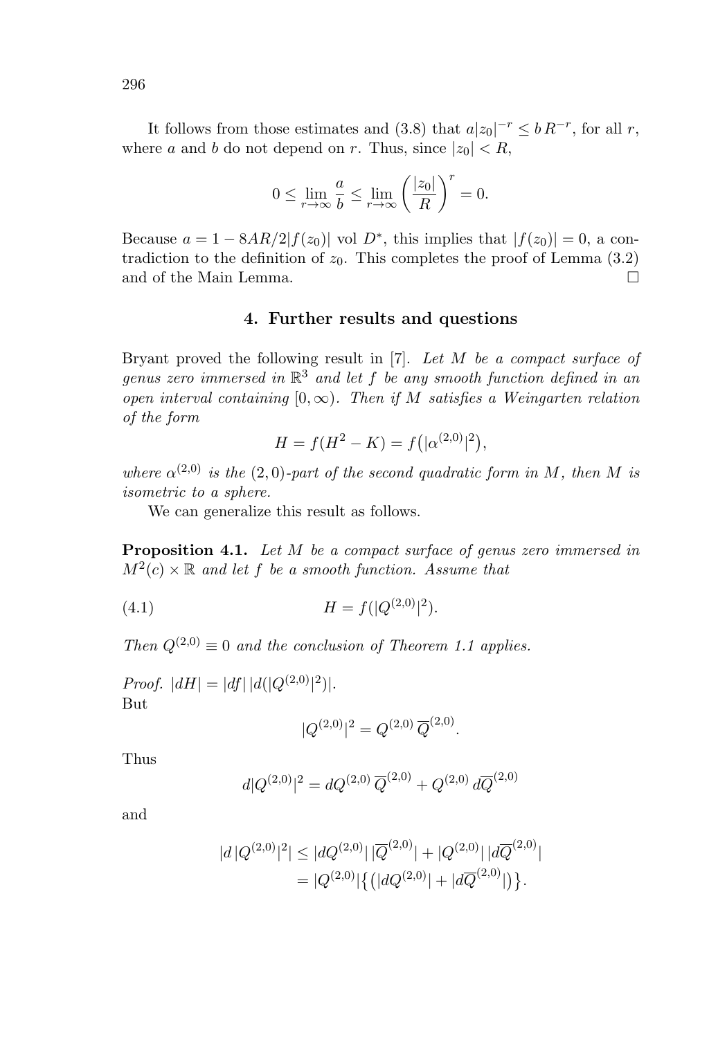It follows from those estimates and (3.8) that $a|z_0|^{-r} \leq b\,R^{-r}$, for all $r$, where $a$ and $b$ do not depend on $r$. Thus, since $|z_0| < R$,

$$0 \leq \lim_{r\to\infty} \frac{a}{b} \leq \lim_{r\to\infty} \left(\frac{|z_0|}{R}\right)^r = 0.$$

Because $a = 1 - 8AR/2|f(z_0)|$ vol $D^*$, this implies that $|f(z_0)| = 0$, a contradiction to the definition of $z_0$. This completes the proof of Lemma (3.2) and of the Main Lemma. □

## 4. Further results and questions

Bryant proved the following result in [7]. *Let $M$ be a compact surface of genus zero immersed in $\mathbb{R}^3$ and let $f$ be any smooth function defined in an open interval containing $[0,\infty)$. Then if $M$ satisfies a Weingarten relation of the form*

$$H = f(H^2 - K) = f\big(|\alpha^{(2,0)}|^2\big),$$

*where $\alpha^{(2,0)}$ is the $(2,0)$-part of the second quadratic form in $M$, then $M$ is isometric to a sphere.*

We can generalize this result as follows.

**Proposition 4.1.** *Let $M$ be a compact surface of genus zero immersed in $M^2(c)\times\mathbb{R}$ and let $f$ be a smooth function. Assume that*

$$H = f(|Q^{(2,0)}|^2). \tag{4.1}$$

*Then $Q^{(2,0)} \equiv 0$ and the conclusion of Theorem 1.1 applies.*

*Proof.* $|dH| = |df|\,|d(|Q^{(2,0)}|^2)|$.
But

$$|Q^{(2,0)}|^2 = Q^{(2,0)}\,\overline{Q}^{(2,0)}.$$

Thus

$$d|Q^{(2,0)}|^2 = dQ^{(2,0)}\,\overline{Q}^{(2,0)} + Q^{(2,0)}\,d\overline{Q}^{(2,0)}$$

and

$$\begin{aligned}
|d\,|Q^{(2,0)}|^2| &\leq |dQ^{(2,0)}|\,|\overline{Q}^{(2,0)}| + |Q^{(2,0)}|\,|d\overline{Q}^{(2,0)}| \\
&= |Q^{(2,0)}|\big\{\big(|dQ^{(2,0)}| + |d\overline{Q}^{(2,0)}|\big)\big\}.
\end{aligned}$$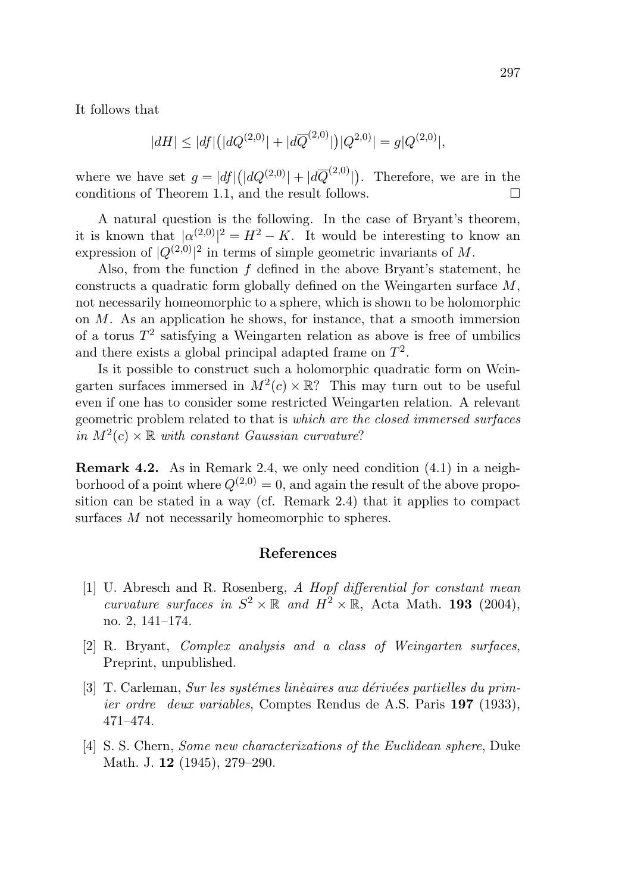It follows that

$$|dH| \leq |df|\big(|dQ^{(2,0)}| + |d\overline{Q}^{(2,0)}|\big)|Q^{2,0)}| = g|Q^{(2,0)}|,$$

where we have set $g = |df|\big(|dQ^{(2,0)}| + |d\overline{Q}^{(2,0)}|\big)$. Therefore, we are in the conditions of Theorem 1.1, and the result follows. $\square$

A natural question is the following. In the case of Bryant's theorem, it is known that $|\alpha^{(2,0)}|^2 = H^2 - K$. It would be interesting to know an expression of $|Q^{(2,0)}|^2$ in terms of simple geometric invariants of $M$.

Also, from the function $f$ defined in the above Bryant's statement, he constructs a quadratic form globally defined on the Weingarten surface $M$, not necessarily homeomorphic to a sphere, which is shown to be holomorphic on $M$. As an application he shows, for instance, that a smooth immersion of a torus $T^2$ satisfying a Weingarten relation as above is free of umbilics and there exists a global principal adapted frame on $T^2$.

Is it possible to construct such a holomorphic quadratic form on Weingarten surfaces immersed in $M^2(c) \times \mathbb{R}$? This may turn out to be useful even if one has to consider some restricted Weingarten relation. A relevant geometric problem related to that is *which are the closed immersed surfaces in $M^2(c) \times \mathbb{R}$ with constant Gaussian curvature*?

**Remark 4.2.** As in Remark 2.4, we only need condition (4.1) in a neighborhood of a point where $Q^{(2,0)} = 0$, and again the result of the above proposition can be stated in a way (cf. Remark 2.4) that it applies to compact surfaces $M$ not necessarily homeomorphic to spheres.

## References

[1] U. Abresch and R. Rosenberg, *A Hopf differential for constant mean curvature surfaces in $S^2 \times \mathbb{R}$ and $H^2 \times \mathbb{R}$*, Acta Math. **193** (2004), no. 2, 141–174.

[2] R. Bryant, *Complex analysis and a class of Weingarten surfaces*, Preprint, unpublished.

[3] T. Carleman, *Sur les systémes linèaires aux dérivées partielles du primier ordre deux variables*, Comptes Rendus de A.S. Paris **197** (1933), 471–474.

[4] S. S. Chern, *Some new characterizations of the Euclidean sphere*, Duke Math. J. **12** (1945), 279–290.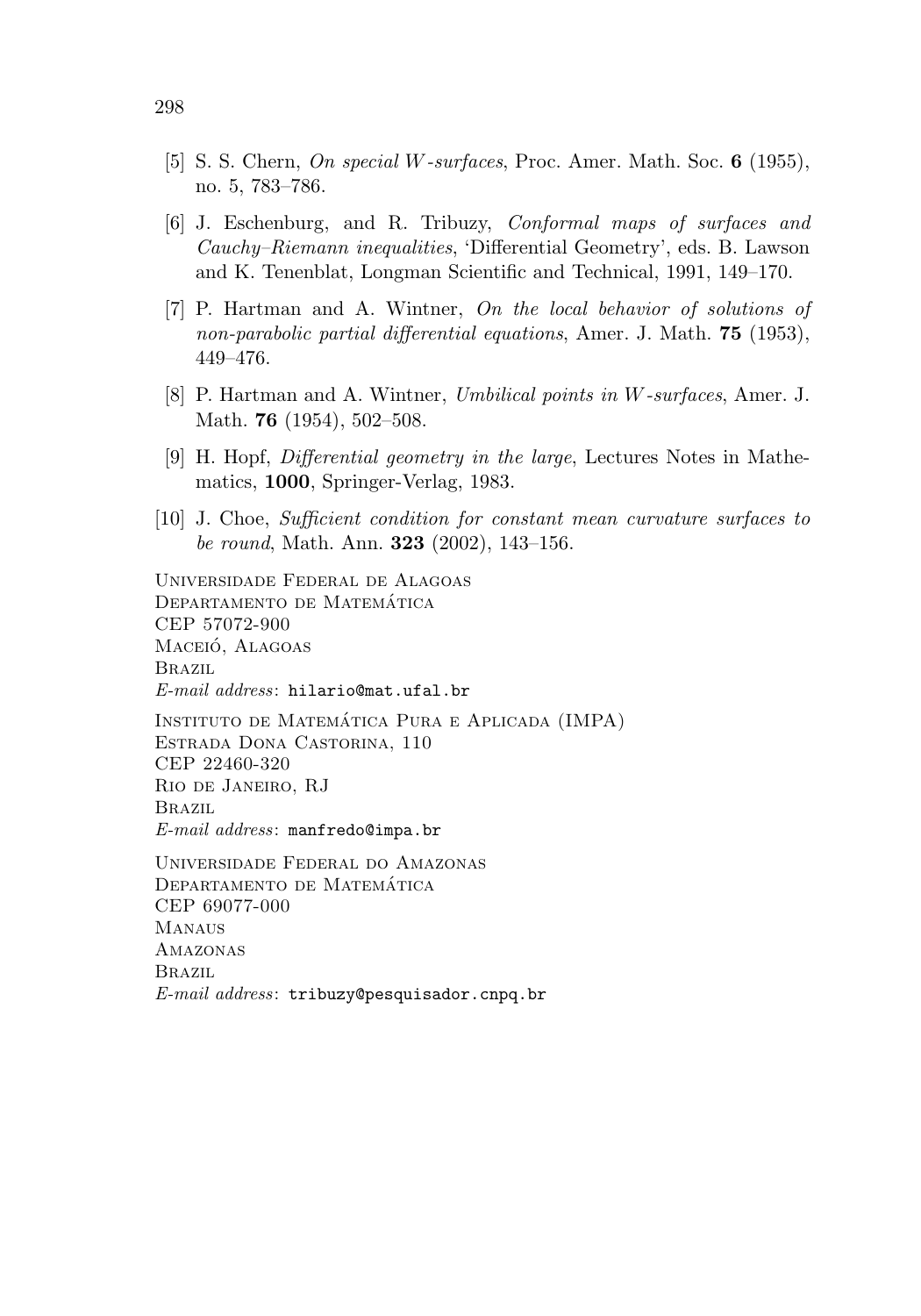[5] S. S. Chern, *On special $W$-surfaces*, Proc. Amer. Math. Soc. **6** (1955), no. 5, 783–786.

[6] J. Eschenburg, and R. Tribuzy, *Conformal maps of surfaces and Cauchy–Riemann inequalities*, 'Differential Geometry', eds. B. Lawson and K. Tenenblat, Longman Scientific and Technical, 1991, 149–170.

[7] P. Hartman and A. Wintner, *On the local behavior of solutions of non-parabolic partial differential equations*, Amer. J. Math. **75** (1953), 449–476.

[8] P. Hartman and A. Wintner, *Umbilical points in $W$-surfaces*, Amer. J. Math. **76** (1954), 502–508.

[9] H. Hopf, *Differential geometry in the large*, Lectures Notes in Mathematics, **1000**, Springer-Verlag, 1983.

[10] J. Choe, *Sufficient condition for constant mean curvature surfaces to be round*, Math. Ann. **323** (2002), 143–156.

Universidade Federal de Alagoas
Departamento de Matemática
CEP 57072-900
Maceió, Alagoas
Brazil
*E-mail address*: hilario@mat.ufal.br

Instituto de Matemática Pura e Aplicada (IMPA)
Estrada Dona Castorina, 110
CEP 22460-320
Rio de Janeiro, RJ
Brazil
*E-mail address*: manfredo@impa.br

Universidade Federal do Amazonas
Departamento de Matemática
CEP 69077-000
Manaus
Amazonas
Brazil
*E-mail address*: tribuzy@pesquisador.cnpq.br